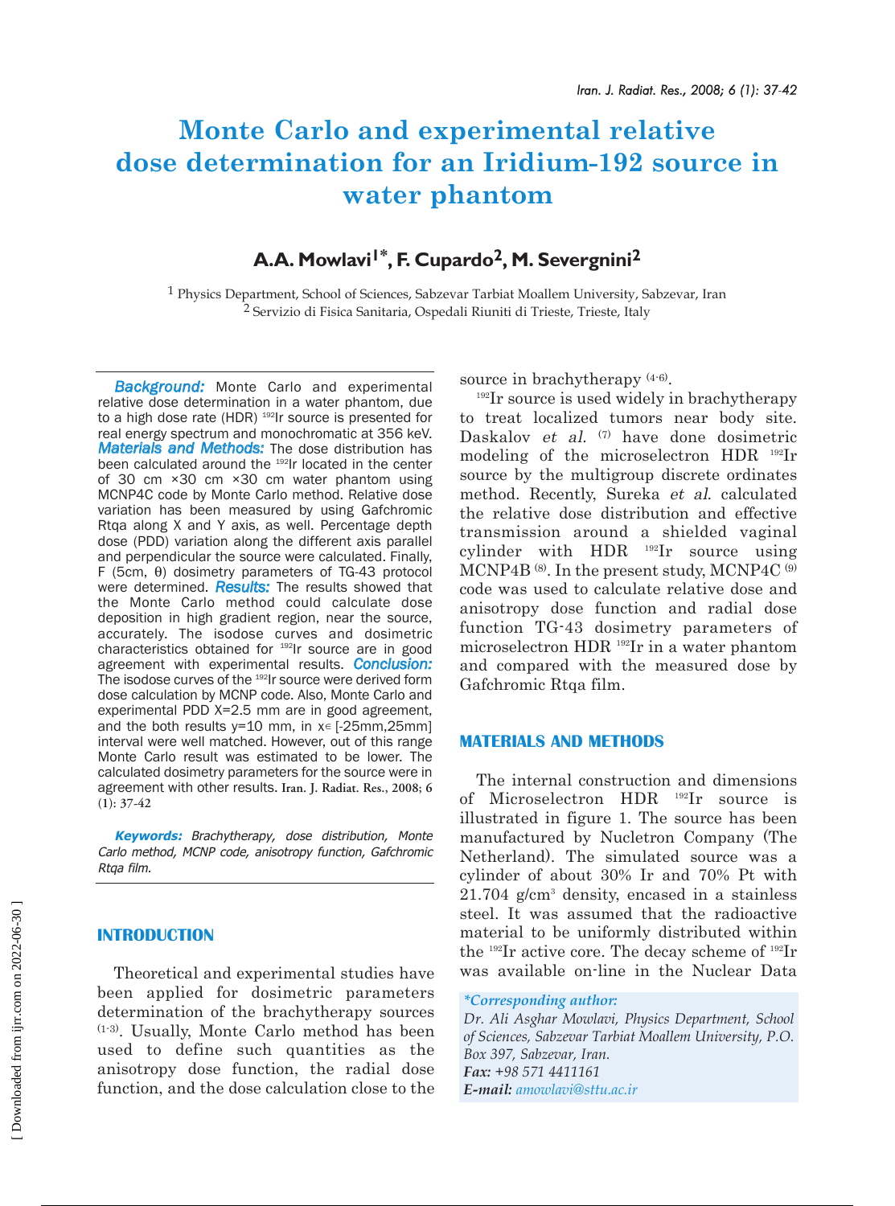# Monte Carlo and experimental relative dose determination for an Iridium-192 source in water phantom

## A.A. Mowlavi[1*], F. Cupardo[2], M. Severgnini[2]

[1] Physics Department, School of Sciences, Sabzevar Tarbiat Moallem University, Sabzevar, Iran
[2] Servizio di Fisica Sanitaria, Ospedali Riuniti di Trieste, Trieste, Italy

***Background:*** Monte Carlo and experimental relative dose determination in a water phantom, due to a high dose rate (HDR) $^{192}$Ir source is presented for real energy spectrum and monochromatic at 356 keV. ***Materials and Methods:*** The dose distribution has been calculated around the $^{192}$Ir located in the center of 30 cm ×30 cm ×30 cm water phantom using MCNP4C code by Monte Carlo method. Relative dose variation has been measured by using Gafchromic Rtqa along X and Y axis, as well. Percentage depth dose (PDD) variation along the different axis parallel and perpendicular the source were calculated. Finally, F (5cm, θ) dosimetry parameters of TG-43 protocol were determined. ***Results:*** The results showed that the Monte Carlo method could calculate dose deposition in high gradient region, near the source, accurately. The isodose curves and dosimetric characteristics obtained for $^{192}$Ir source are in good agreement with experimental results. ***Conclusion:*** The isodose curves of the $^{192}$Ir source were derived form dose calculation by MCNP code. Also, Monte Carlo and experimental PDD X=2.5 mm are in good agreement, and the both results y=10 mm, in x∈ [-25mm,25mm] interval were well matched. However, out of this range Monte Carlo result was estimated to be lower. The calculated dosimetry parameters for the source were in agreement with other results. Iran. J. Radiat. Res., 2008; 6 (1): 37-42

***Keywords:*** *Brachytherapy, dose distribution, Monte Carlo method, MCNP code, anisotropy function, Gafchromic Rtqa film.*

## INTRODUCTION

Theoretical and experimental studies have been applied for dosimetric parameters determination of the brachytherapy sources [1-3]. Usually, Monte Carlo method has been used to define such quantities as the anisotropy dose function, the radial dose function, and the dose calculation close to the source in brachytherapy [4-6].

$^{192}$Ir source is used widely in brachytherapy to treat localized tumors near body site. Daskalov *et al.* [7] have done dosimetric modeling of the microselectron HDR $^{192}$Ir source by the multigroup discrete ordinates method. Recently, Sureka *et al.* calculated the relative dose distribution and effective transmission around a shielded vaginal cylinder with HDR $^{192}$Ir source using MCNP4B [8]. In the present study, MCNP4C [9] code was used to calculate relative dose and anisotropy dose function and radial dose function TG-43 dosimetry parameters of microselectron HDR $^{192}$Ir in a water phantom and compared with the measured dose by Gafchromic Rtqa film.

## MATERIALS AND METHODS

The internal construction and dimensions of Microselectron HDR $^{192}$Ir source is illustrated in figure 1. The source has been manufactured by Nucletron Company (The Netherland). The simulated source was a cylinder of about 30% Ir and 70% Pt with 21.704 g/cm$^3$ density, encased in a stainless steel. It was assumed that the radioactive material to be uniformly distributed within the $^{192}$Ir active core. The decay scheme of $^{192}$Ir was available on-line in the Nuclear Data

*\*Corresponding author:*
*Dr. Ali Asghar Mowlavi, Physics Department, School of Sciences, Sabzevar Tarbiat Moallem University, P.O. Box 397, Sabzevar, Iran.*
***Fax:*** *+98 571 4411161*
***E-mail:*** *amowlavi@sttu.ac.ir*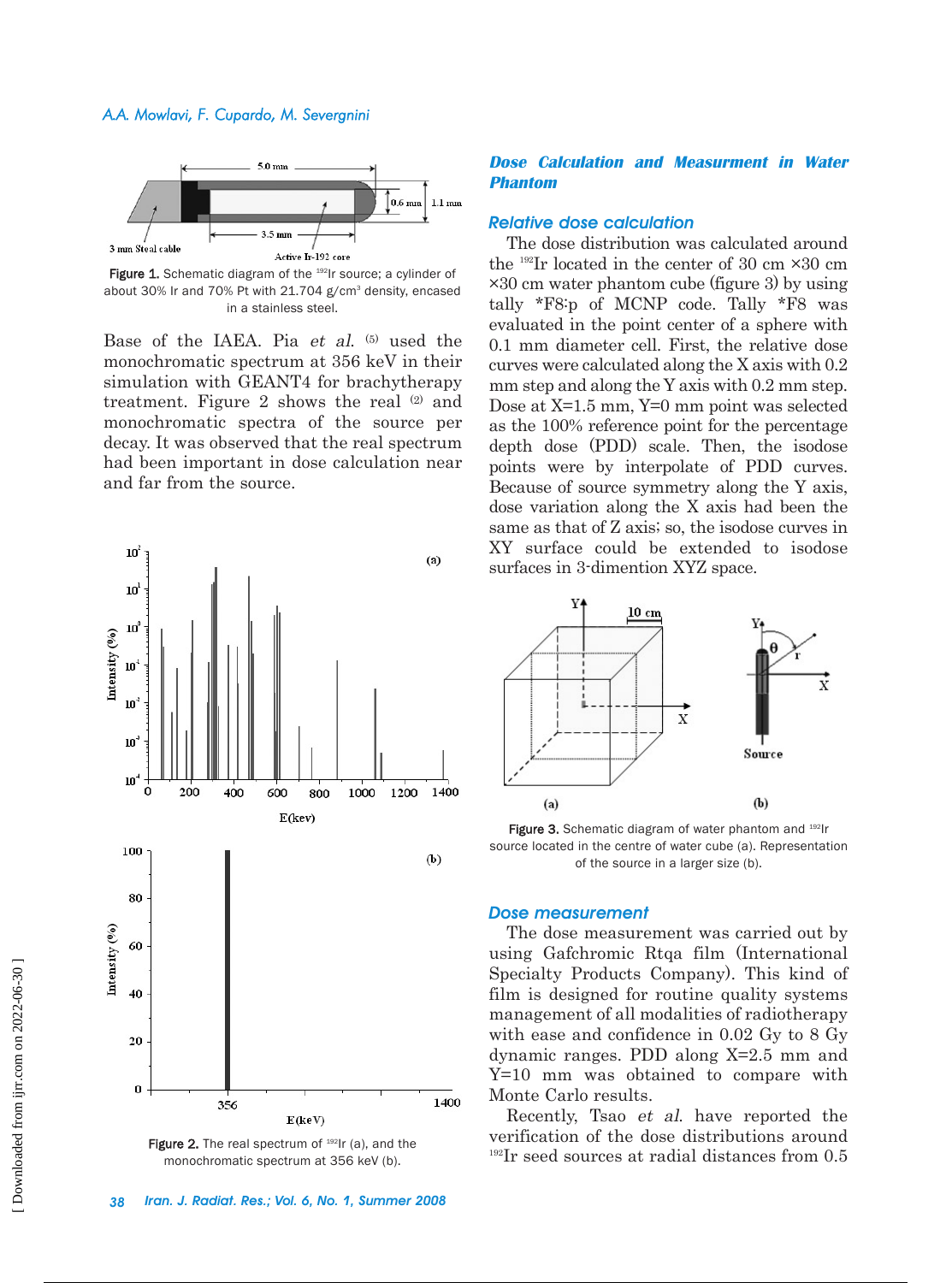Figure 1. Schematic diagram of the $^{192}$Ir source; a cylinder of about 30% Ir and 70% Pt with 21.704 g/cm$^3$ density, encased in a stainless steel.

Base of the IAEA. Pia *et al.* [5] used the monochromatic spectrum at 356 keV in their simulation with GEANT4 for brachytherapy treatment. Figure 2 shows the real [2] and monochromatic spectra of the source per decay. It was observed that the real spectrum had been important in dose calculation near and far from the source.

Figure 2. The real spectrum of $^{192}$Ir (a), and the monochromatic spectrum at 356 keV (b).

## Dose Calculation and Measurment in Water Phantom

### Relative dose calculation

The dose distribution was calculated around the $^{192}$Ir located in the center of 30 cm ×30 cm ×30 cm water phantom cube (figure 3) by using tally *F8:p of MCNP code. Tally *F8 was evaluated in the point center of a sphere with 0.1 mm diameter cell. First, the relative dose curves were calculated along the X axis with 0.2 mm step and along the Y axis with 0.2 mm step. Dose at X=1.5 mm, Y=0 mm point was selected as the 100% reference point for the percentage depth dose (PDD) scale. Then, the isodose points were by interpolate of PDD curves. Because of source symmetry along the Y axis, dose variation along the X axis had been the same as that of Z axis; so, the isodose curves in XY surface could be extended to isodose surfaces in 3-dimention XYZ space.

Figure 3. Schematic diagram of water phantom and $^{192}$Ir source located in the centre of water cube (a). Representation of the source in a larger size (b).

### Dose measurement

The dose measurement was carried out by using Gafchromic Rtqa film (International Specialty Products Company). This kind of film is designed for routine quality systems management of all modalities of radiotherapy with ease and confidence in 0.02 Gy to 8 Gy dynamic ranges. PDD along X=2.5 mm and Y=10 mm was obtained to compare with Monte Carlo results.

Recently, Tsao *et al.* have reported the verification of the dose distributions around $^{192}$Ir seed sources at radial distances from 0.5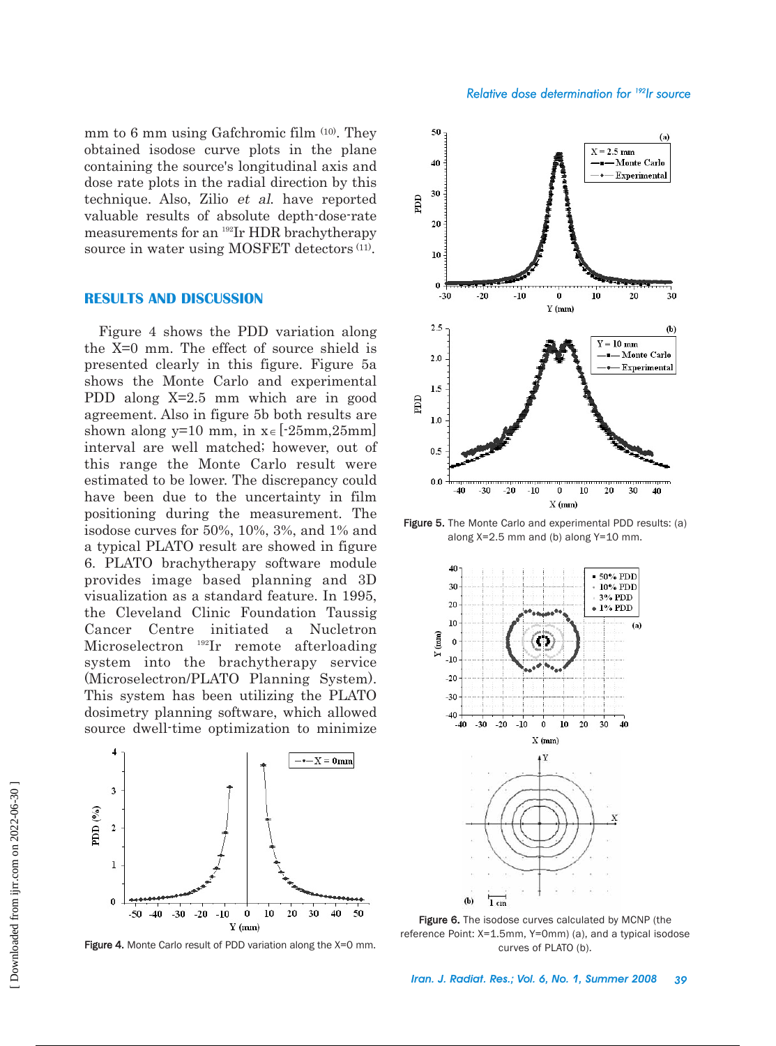mm to 6 mm using Gafchromic film [10]. They obtained isodose curve plots in the plane containing the source's longitudinal axis and dose rate plots in the radial direction by this technique. Also, Zilio *et al.* have reported valuable results of absolute depth-dose-rate measurements for an $^{192}$Ir HDR brachytherapy source in water using MOSFET detectors [11].

## RESULTS AND DISCUSSION

Figure 4 shows the PDD variation along the X=0 mm. The effect of source shield is presented clearly in this figure. Figure 5a shows the Monte Carlo and experimental PDD along X=2.5 mm which are in good agreement. Also in figure 5b both results are shown along y=10 mm, in $x \in$ [-25mm,25mm] interval are well matched; however, out of this range the Monte Carlo result were estimated to be lower. The discrepancy could have been due to the uncertainty in film positioning during the measurement. The isodose curves for 50%, 10%, 3%, and 1% and a typical PLATO result are showed in figure 6. PLATO brachytherapy software module provides image based planning and 3D visualization as a standard feature. In 1995, the Cleveland Clinic Foundation Taussig Cancer Centre initiated a Nucletron Microselectron $^{192}$Ir remote afterloading system into the brachytherapy service (Microselectron/PLATO Planning System). This system has been utilizing the PLATO dosimetry planning software, which allowed source dwell-time optimization to minimize

Figure 4. Monte Carlo result of PDD variation along the X=0 mm.

Figure 5. The Monte Carlo and experimental PDD results: (a) along X=2.5 mm and (b) along Y=10 mm.

Figure 6. The isodose curves calculated by MCNP (the reference Point: X=1.5mm, Y=0mm) (a), and a typical isodose curves of PLATO (b).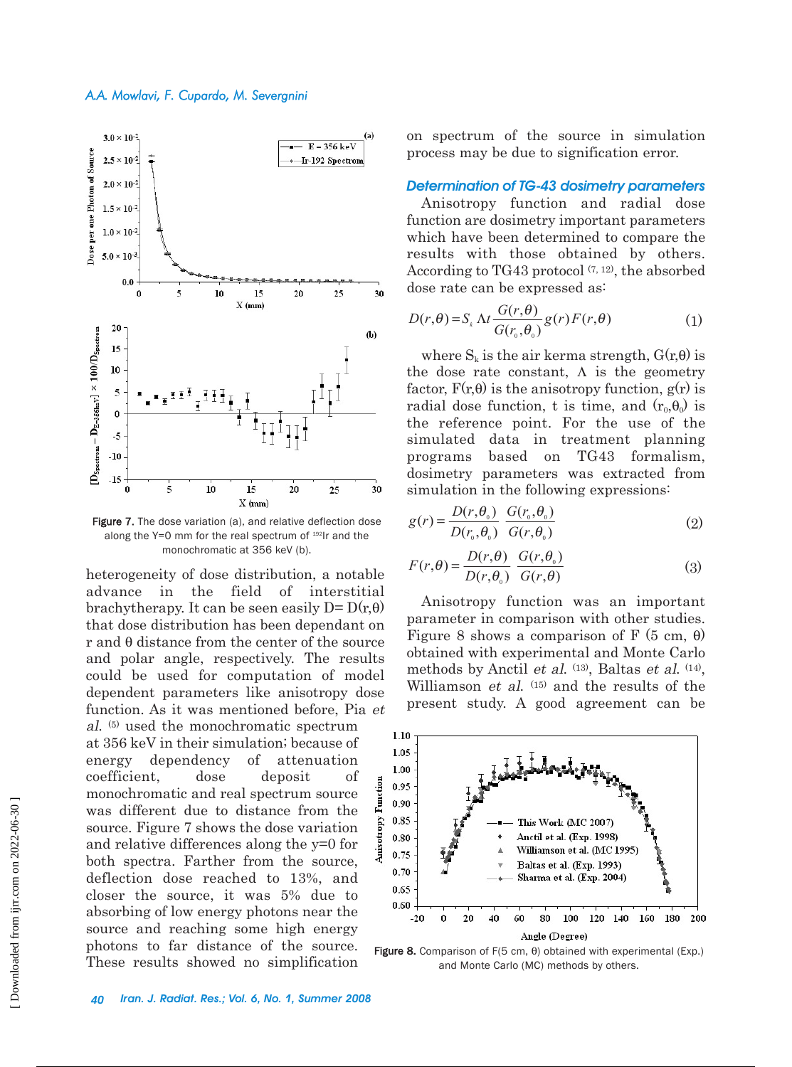Figure 7. The dose variation (a), and relative deflection dose along the Y=0 mm for the real spectrum of $^{192}$Ir and the monochromatic at 356 keV (b).

heterogeneity of dose distribution, a notable advance in the field of interstitial brachytherapy. It can be seen easily $D= D(r,\theta)$ that dose distribution has been dependant on r and θ distance from the center of the source and polar angle, respectively. The results could be used for computation of model dependent parameters like anisotropy dose function. As it was mentioned before, Pia *et al.* [5] used the monochromatic spectrum at 356 keV in their simulation; because of energy dependency of attenuation coefficient, dose deposit of monochromatic and real spectrum source was different due to distance from the source. Figure 7 shows the dose variation and relative differences along the y=0 for both spectra. Farther from the source, deflection dose reached to 13%, and closer the source, it was 5% due to absorbing of low energy photons near the source and reaching some high energy photons to far distance of the source. These results showed no simplification on spectrum of the source in simulation process may be due to signification error.

### *Determination of TG-43 dosimetry parameters*

Anisotropy function and radial dose function are dosimetry important parameters which have been determined to compare the results with those obtained by others. According to TG43 protocol [7, 12], the absorbed dose rate can be expressed as:

$$D(r,\theta) = S_k \Lambda t \frac{G(r,\theta)}{G(r_0,\theta_0)} g(r) F(r,\theta) \qquad (1)$$

where $S_k$ is the air kerma strength, $G(r,\theta)$ is the dose rate constant, Λ is the geometry factor, $F(r,\theta)$ is the anisotropy function, $g(r)$ is radial dose function, t is time, and $(r_0,\theta_0)$ is the reference point. For the use of the simulated data in treatment planning programs based on TG43 formalism, dosimetry parameters was extracted from simulation in the following expressions:

$$g(r) = \frac{D(r,\theta_0)}{D(r_0,\theta_0)} \frac{G(r_0,\theta_0)}{G(r,\theta_0)} \qquad (2)$$

$$F(r,\theta) = \frac{D(r,\theta)}{D(r,\theta_0)} \frac{G(r,\theta_0)}{G(r,\theta)} \qquad (3)$$

Anisotropy function was an important parameter in comparison with other studies. Figure 8 shows a comparison of F (5 cm, θ) obtained with experimental and Monte Carlo methods by Anctil *et al.* [13], Baltas *et al.* [14], Williamson *et al.* [15] and the results of the present study. A good agreement can be

Figure 8. Comparison of F(5 cm, θ) obtained with experimental (Exp.) and Monte Carlo (MC) methods by others.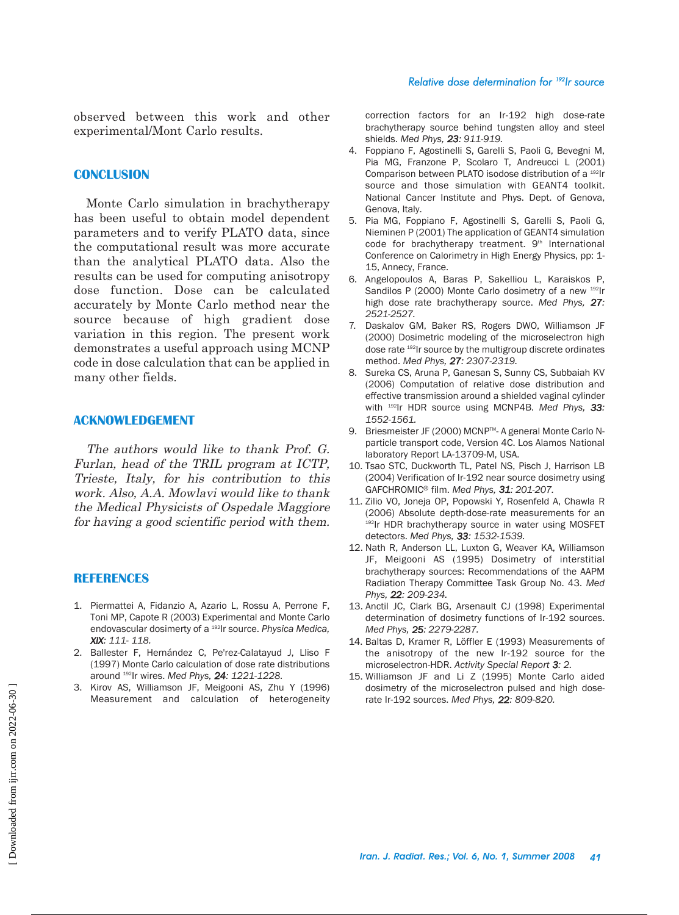observed between this work and other experimental/Mont Carlo results.

## CONCLUSION

Monte Carlo simulation in brachytherapy has been useful to obtain model dependent parameters and to verify PLATO data, since the computational result was more accurate than the analytical PLATO data. Also the results can be used for computing anisotropy dose function. Dose can be calculated accurately by Monte Carlo method near the source because of high gradient dose variation in this region. The present work demonstrates a useful approach using MCNP code in dose calculation that can be applied in many other fields.

## ACKNOWLEDGEMENT

*The authors would like to thank Prof. G. Furlan, head of the TRIL program at ICTP, Trieste, Italy, for his contribution to this work. Also, A.A. Mowlavi would like to thank the Medical Physicists of Ospedale Maggiore for having a good scientific period with them.*

## REFERENCES

1. Piermattei A, Fidanzio A, Azario L, Rossu A, Perrone F, Toni MP, Capote R (2003) Experimental and Monte Carlo endovascular dosimerty of a $^{192}$Ir source. *Physica Medica, **XIX**: 111- 118.*
2. Ballester F, Hernández C, Pe'rez-Calatayud J, Lliso F (1997) Monte Carlo calculation of dose rate distributions around $^{192}$Ir wires. *Med Phys, **24**: 1221-1228.*
3. Kirov AS, Williamson JF, Meigooni AS, Zhu Y (1996) Measurement and calculation of heterogeneity correction factors for an Ir-192 high dose-rate brachytherapy source behind tungsten alloy and steel shields. *Med Phys, **23**: 911-919.*
4. Foppiano F, Agostinelli S, Garelli S, Paoli G, Bevegni M, Pia MG, Franzone P, Scolaro T, Andreucci L (2001) Comparison between PLATO isodose distribution of a $^{192}$Ir source and those simulation with GEANT4 toolkit. National Cancer Institute and Phys. Dept. of Genova, Genova, Italy.
5. Pia MG, Foppiano F, Agostinelli S, Garelli S, Paoli G, Nieminen P (2001) The application of GEANT4 simulation code for brachytherapy treatment. 9th International Conference on Calorimetry in High Energy Physics, pp: 1-15, Annecy, France.
6. Angelopoulos A, Baras P, Sakelliou L, Karaiskos P, Sandilos P (2000) Monte Carlo dosimetry of a new $^{192}$Ir high dose rate brachytherapy source. *Med Phys, **27**: 2521-2527.*
7. Daskalov GM, Baker RS, Rogers DWO, Williamson JF (2000) Dosimetric modeling of the microselectron high dose rate $^{192}$Ir source by the multigroup discrete ordinates method. *Med Phys, **27**: 2307-2319.*
8. Sureka CS, Aruna P, Ganesan S, Sunny CS, Subbaiah KV (2006) Computation of relative dose distribution and effective transmission around a shielded vaginal cylinder with $^{192}$Ir HDR source using MCNP4B. *Med Phys, **33**: 1552-1561.*
9. Briesmeister JF (2000) MCNP™- A general Monte Carlo N-particle transport code, Version 4C. Los Alamos National laboratory Report LA-13709-M, USA.
10. Tsao STC, Duckworth TL, Patel NS, Pisch J, Harrison LB (2004) Verification of Ir-192 near source dosimetry using GAFCHROMIC® film. *Med Phys, **31**: 201-207.*
11. Zilio VO, Joneja OP, Popowski Y, Rosenfeld A, Chawla R (2006) Absolute depth-dose-rate measurements for an $^{192}$Ir HDR brachytherapy source in water using MOSFET detectors. *Med Phys, **33**: 1532-1539.*
12. Nath R, Anderson LL, Luxton G, Weaver KA, Williamson JF, Meigooni AS (1995) Dosimetry of interstitial brachytherapy sources: Recommendations of the AAPM Radiation Therapy Committee Task Group No. 43. *Med Phys, **22**: 209-234.*
13. Anctil JC, Clark BG, Arsenault CJ (1998) Experimental determination of dosimetry functions of Ir-192 sources. *Med Phys, **25**: 2279-2287.*
14. Baltas D, Kramer R, Löffler E (1993) Measurements of the anisotropy of the new Ir-192 source for the microselectron-HDR. *Activity Special Report **3**: 2.*
15. Williamson JF and Li Z (1995) Monte Carlo aided dosimetry of the microselectron pulsed and high dose-rate Ir-192 sources. *Med Phys, **22**: 809-820.*